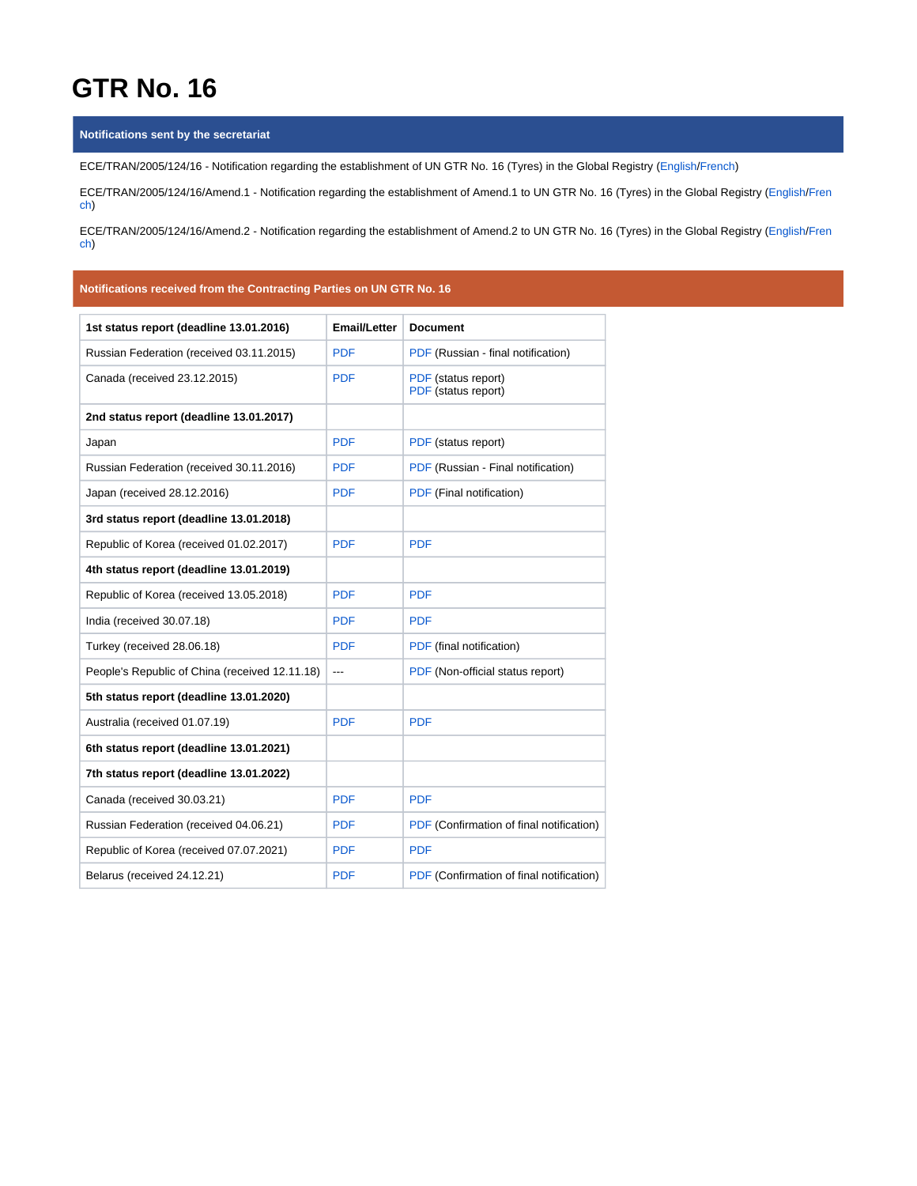# GTR No. 16

## Notifications sent by the secretariat

ECE/TRAN/2005/124/16 - Notification regarding the establishment of UN GTR No. 16 (Tyres) in the Global Registry (English/French)

ECE/TRAN/2005/124/16/Amend.1 - Notification regarding the establishment of Amend.1 to UN GTR No. 16 (Tyres) in the Global Registry (English/French)

ECE/TRAN/2005/124/16/Amend.2 - Notification regarding the establishment of Amend.2 to UN GTR No. 16 (Tyres) in the Global Registry (English/French)

## Notifications received from the Contracting Parties on UN GTR No. 16

| **1st status report (deadline 13.01.2016)** | **Email/Letter** | **Document** |
|---|---|---|
| Russian Federation (received 03.11.2015) | PDF | PDF (Russian - final notification) |
| Canada (received 23.12.2015) | PDF | PDF (status report)<br>PDF (status report) |
| **2nd status report (deadline 13.01.2017)** | | |
| Japan | PDF | PDF (status report) |
| Russian Federation (received 30.11.2016) | PDF | PDF (Russian - Final notification) |
| Japan (received 28.12.2016) | PDF | PDF (Final notification) |
| **3rd status report (deadline 13.01.2018)** | | |
| Republic of Korea (received 01.02.2017) | PDF | PDF |
| **4th status report (deadline 13.01.2019)** | | |
| Republic of Korea (received 13.05.2018) | PDF | PDF |
| India (received 30.07.18) | PDF | PDF |
| Turkey (received 28.06.18) | PDF | PDF (final notification) |
| People's Republic of China (received 12.11.18) | --- | PDF (Non-official status report) |
| **5th status report (deadline 13.01.2020)** | | |
| Australia (received 01.07.19) | PDF | PDF |
| **6th status report (deadline 13.01.2021)** | | |
| **7th status report (deadline 13.01.2022)** | | |
| Canada (received 30.03.21) | PDF | PDF |
| Russian Federation (received 04.06.21) | PDF | PDF (Confirmation of final notification) |
| Republic of Korea (received 07.07.2021) | PDF | PDF |
| Belarus (received 24.12.21) | PDF | PDF (Confirmation of final notification) |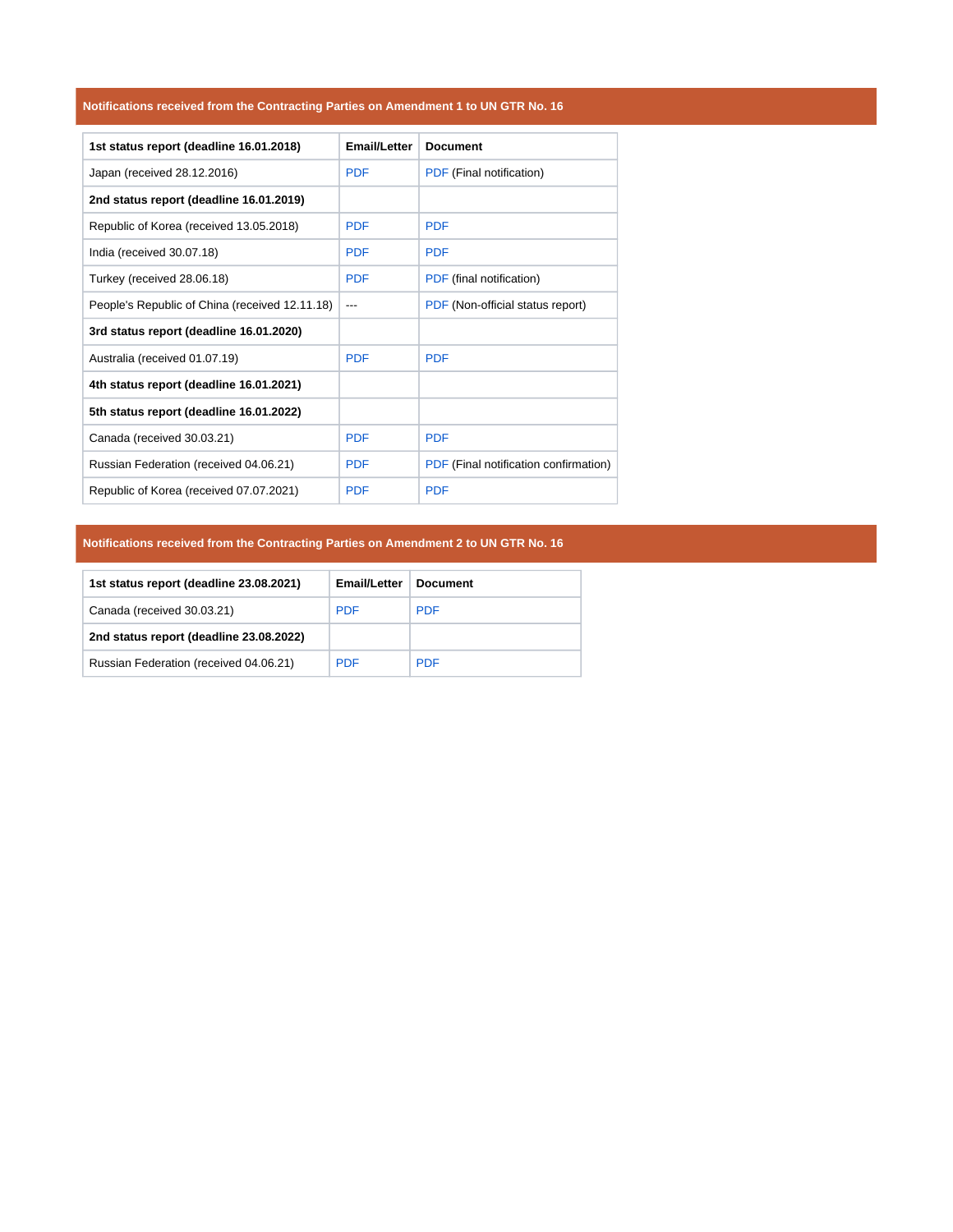## Notifications received from the Contracting Parties on Amendment 1 to UN GTR No. 16

| 1st status report (deadline 16.01.2018) | Email/Letter | Document |
|---|---|---|
| Japan (received 28.12.2016) | PDF | PDF (Final notification) |
| **2nd status report (deadline 16.01.2019)** | | |
| Republic of Korea (received 13.05.2018) | PDF | PDF |
| India (received 30.07.18) | PDF | PDF |
| Turkey (received 28.06.18) | PDF | PDF (final notification) |
| People's Republic of China (received 12.11.18) | --- | PDF (Non-official status report) |
| **3rd status report (deadline 16.01.2020)** | | |
| Australia (received 01.07.19) | PDF | PDF |
| **4th status report (deadline 16.01.2021)** | | |
| **5th status report (deadline 16.01.2022)** | | |
| Canada (received 30.03.21) | PDF | PDF |
| Russian Federation (received 04.06.21) | PDF | PDF (Final notification confirmation) |
| Republic of Korea (received 07.07.2021) | PDF | PDF |

## Notifications received from the Contracting Parties on Amendment 2 to UN GTR No. 16

| 1st status report (deadline 23.08.2021) | Email/Letter | Document |
|---|---|---|
| Canada (received 30.03.21) | PDF | PDF |
| **2nd status report (deadline 23.08.2022)** | | |
| Russian Federation (received 04.06.21) | PDF | PDF |